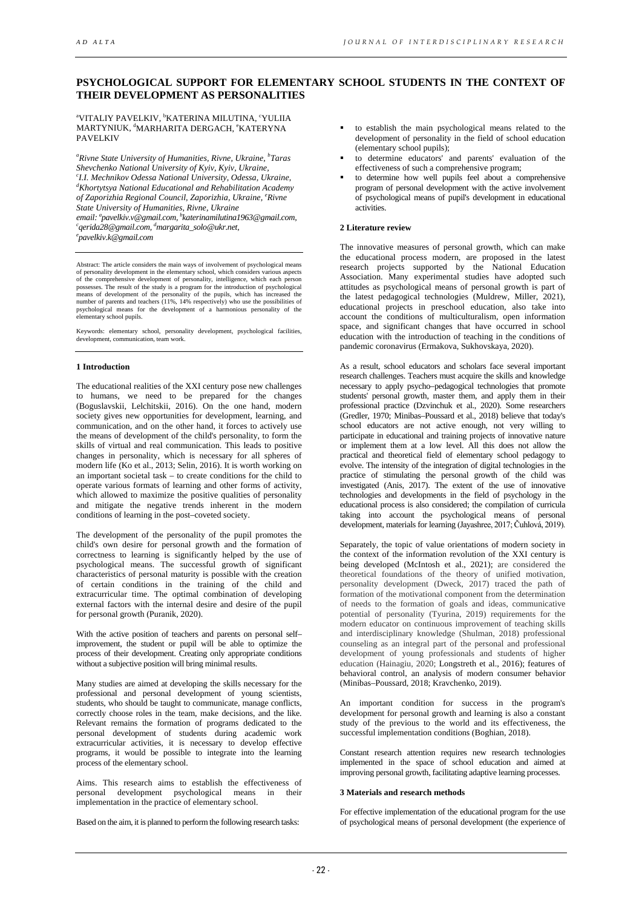# PSYCHOLOGICAL SUPPORT FOR ELEMENTARY SCHOOL STUDENTS IN THE CONTEXT OF THEIR DEVELOPMENT AS PERSONALITIES

[a]VITALIY PAVELKIV, [b]KATERINA MILUTINA, [c]YULIIA MARTYNIUK, [d]MARHARITA DERGACH, [e]KATERYNA PAVELKIV

*[a]Rivne State University of Humanities, Rivne, Ukraine, [b]Taras Shevchenko National University of Kyiv, Kyiv, Ukraine, [c]I.I. Mechnikov Odessa National University, Odessa, Ukraine, [d]Khortytsya National Educational and Rehabilitation Academy of Zaporizhia Regional Council, Zaporizhia, Ukraine, [e]Rivne State University of Humanities, Rivne, Ukraine*
*email: [a]pavelkiv.v@gmail.com, [b]katerinamilutina1963@gmail.com, [c]qerida28@gmail.com, [d]margarita_solo@ukr.net, [e]pavelkiv.k@gmail.com*

Abstract: The article considers the main ways of involvement of psychological means of personality development in the elementary school, which considers various aspects of the comprehensive development of personality, intelligence, which each person possesses. The result of the study is a program for the introduction of psychological means of development of the personality of the pupils, which has increased the number of parents and teachers (11%, 14% respectively) who use the possibilities of psychological means for the development of a harmonious personality of the elementary school pupils.

Keywords: elementary school, personality development, psychological facilities, development, communication, team work.

## 1 Introduction

The educational realities of the XXI century pose new challenges to humans, we need to be prepared for the changes (Boguslavskii, Lelchitskii, 2016). On the one hand, modern society gives new opportunities for development, learning, and communication, and on the other hand, it forces to actively use the means of development of the child's personality, to form the skills of virtual and real communication. This leads to positive changes in personality, which is necessary for all spheres of modern life (Ko et al., 2013; Selin, 2016). It is worth working on an important societal task – to create conditions for the child to operate various formats of learning and other forms of activity, which allowed to maximize the positive qualities of personality and mitigate the negative trends inherent in the modern conditions of learning in the post–coveted society.

The development of the personality of the pupil promotes the child's own desire for personal growth and the formation of correctness to learning is significantly helped by the use of psychological means. The successful growth of significant characteristics of personal maturity is possible with the creation of certain conditions in the training of the child and extracurricular time. The optimal combination of developing external factors with the internal desire and desire of the pupil for personal growth (Puranik, 2020).

With the active position of teachers and parents on personal self–improvement, the student or pupil will be able to optimize the process of their development. Creating only appropriate conditions without a subjective position will bring minimal results.

Many studies are aimed at developing the skills necessary for the professional and personal development of young scientists, students, who should be taught to communicate, manage conflicts, correctly choose roles in the team, make decisions, and the like. Relevant remains the formation of programs dedicated to the personal development of students during academic work extracurricular activities, it is necessary to develop effective programs, it would be possible to integrate into the learning process of the elementary school.

Aims. This research aims to establish the effectiveness of personal development psychological means in their implementation in the practice of elementary school.

Based on the aim, it is planned to perform the following research tasks:

- to establish the main psychological means related to the development of personality in the field of school education (elementary school pupils);
- to determine educators' and parents' evaluation of the effectiveness of such a comprehensive program;
- to determine how well pupils feel about a comprehensive program of personal development with the active involvement of psychological means of pupil's development in educational activities.

## 2 Literature review

The innovative measures of personal growth, which can make the educational process modern, are proposed in the latest research projects supported by the National Education Association. Many experimental studies have adopted such attitudes as psychological means of personal growth is part of the latest pedagogical technologies (Muldrew, Miller, 2021), educational projects in preschool education, also take into account the conditions of multiculturalism, open information space, and significant changes that have occurred in school education with the introduction of teaching in the conditions of pandemic coronavirus (Ermakova, Sukhovskaya, 2020).

As a result, school educators and scholars face several important research challenges. Teachers must acquire the skills and knowledge necessary to apply psycho–pedagogical technologies that promote students' personal growth, master them, and apply them in their professional practice (Dzvinchuk et al., 2020). Some researchers (Gredler, 1970; Minibas–Poussard et al., 2018) believe that today's school educators are not active enough, not very willing to participate in educational and training projects of innovative nature or implement them at a low level. All this does not allow the practical and theoretical field of elementary school pedagogy to evolve. The intensity of the integration of digital technologies in the practice of stimulating the personal growth of the child was investigated (Anis, 2017). The extent of the use of innovative technologies and developments in the field of psychology in the educational process is also considered; the compilation of curricula taking into account the psychological means of personal development, materials for learning (Jayashree, 2017; Čuhlová, 2019).

Separately, the topic of value orientations of modern society in the context of the information revolution of the XXI century is being developed (McIntosh et al., 2021); are considered the theoretical foundations of the theory of unified motivation, personality development (Dweck, 2017) traced the path of formation of the motivational component from the determination of needs to the formation of goals and ideas, communicative potential of personality (Tyurina, 2019) requirements for the modern educator on continuous improvement of teaching skills and interdisciplinary knowledge (Shulman, 2018) professional counseling as an integral part of the personal and professional development of young professionals and students of higher education (Hainagiu, 2020; Longstreth et al., 2016); features of behavioral control, an analysis of modern consumer behavior (Minibas–Poussard, 2018; Kravchenko, 2019).

An important condition for success in the program's development for personal growth and learning is also a constant study of the previous to the world and its effectiveness, the successful implementation conditions (Boghian, 2018).

Constant research attention requires new research technologies implemented in the space of school education and aimed at improving personal growth, facilitating adaptive learning processes.

## 3 Materials and research methods

For effective implementation of the educational program for the use of psychological means of personal development (the experience of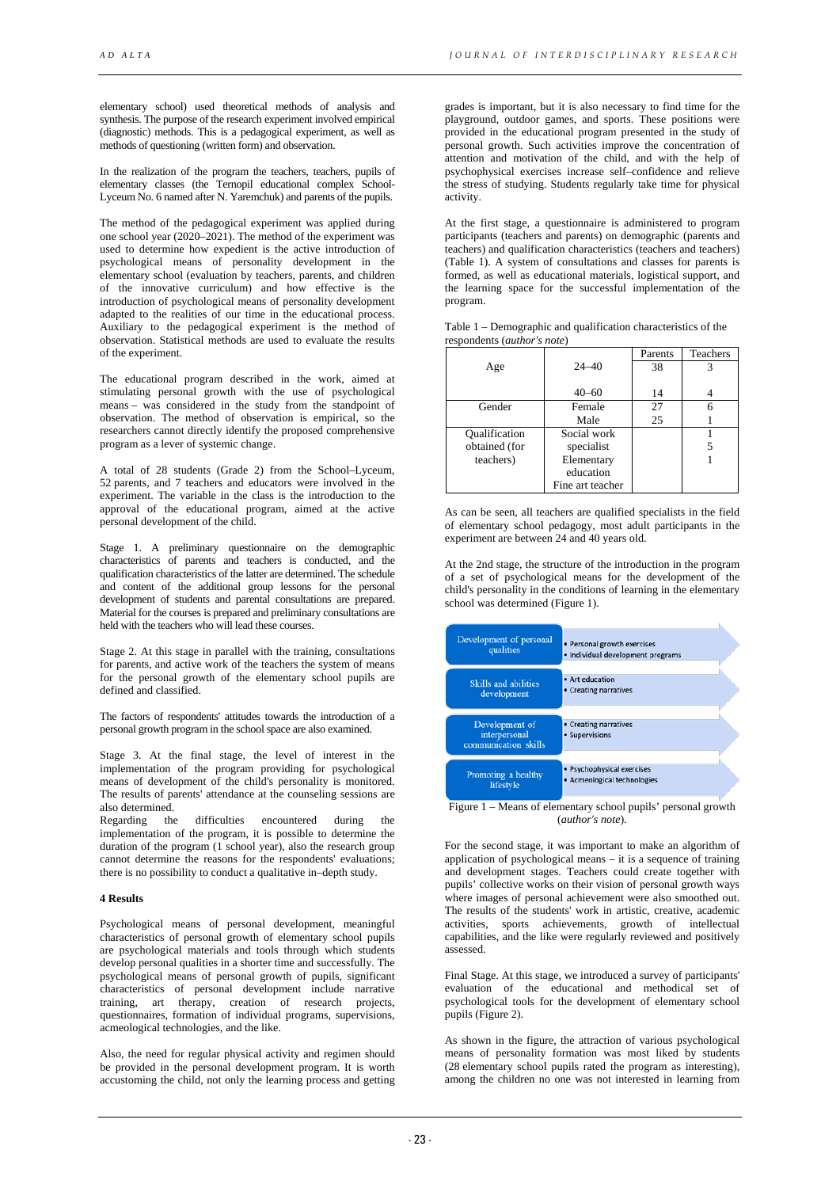elementary school) used theoretical methods of analysis and synthesis. The purpose of the research experiment involved empirical (diagnostic) methods. This is a pedagogical experiment, as well as methods of questioning (written form) and observation.

In the realization of the program the teachers, teachers, pupils of elementary classes (the Ternopil educational complex School-Lyceum No. 6 named after N. Yaremchuk) and parents of the pupils.

The method of the pedagogical experiment was applied during one school year (2020–2021). The method of the experiment was used to determine how expedient is the active introduction of psychological means of personality development in the elementary school (evaluation by teachers, parents, and children of the innovative curriculum) and how effective is the introduction of psychological means of personality development adapted to the realities of our time in the educational process. Auxiliary to the pedagogical experiment is the method of observation. Statistical methods are used to evaluate the results of the experiment.

The educational program described in the work, aimed at stimulating personal growth with the use of psychological means – was considered in the study from the standpoint of observation. The method of observation is empirical, so the researchers cannot directly identify the proposed comprehensive program as a lever of systemic change.

A total of 28 students (Grade 2) from the School–Lyceum, 52 parents, and 7 teachers and educators were involved in the experiment. The variable in the class is the introduction to the approval of the educational program, aimed at the active personal development of the child.

Stage 1. A preliminary questionnaire on the demographic characteristics of parents and teachers is conducted, and the qualification characteristics of the latter are determined. The schedule and content of the additional group lessons for the personal development of students and parental consultations are prepared. Material for the courses is prepared and preliminary consultations are held with the teachers who will lead these courses.

Stage 2. At this stage in parallel with the training, consultations for parents, and active work of the teachers the system of means for the personal growth of the elementary school pupils are defined and classified.

The factors of respondents' attitudes towards the introduction of a personal growth program in the school space are also examined.

Stage 3. At the final stage, the level of interest in the implementation of the program providing for psychological means of development of the child's personality is monitored. The results of parents' attendance at the counseling sessions are also determined.
Regarding the difficulties encountered during the implementation of the program, it is possible to determine the duration of the program (1 school year), also the research group cannot determine the reasons for the respondents' evaluations; there is no possibility to conduct a qualitative in–depth study.

**4 Results**

Psychological means of personal development, meaningful characteristics of personal growth of elementary school pupils are psychological materials and tools through which students develop personal qualities in a shorter time and successfully. The psychological means of personal growth of pupils, significant characteristics of personal development include narrative training, art therapy, creation of research projects, questionnaires, formation of individual programs, supervisions, acmeological technologies, and the like.

Also, the need for regular physical activity and regimen should be provided in the personal development program. It is worth accustoming the child, not only the learning process and getting grades is important, but it is also necessary to find time for the playground, outdoor games, and sports. These positions were provided in the educational program presented in the study of personal growth. Such activities improve the concentration of attention and motivation of the child, and with the help of psychophysical exercises increase self–confidence and relieve the stress of studying. Students regularly take time for physical activity.

At the first stage, a questionnaire is administered to program participants (teachers and parents) on demographic (parents and teachers) and qualification characteristics (teachers and teachers) (Table 1). A system of consultations and classes for parents is formed, as well as educational materials, logistical support, and the learning space for the successful implementation of the program.

Table 1 – Demographic and qualification characteristics of the respondents (*author's note*)

| | | Parents | Teachers |
|---|---|---|---|
| Age | 24–40 | 38 | 3 |
| | 40–60 | 14 | 4 |
| Gender | Female | 27 | 6 |
| | Male | 25 | 1 |
| Qualification obtained (for teachers) | Social work specialist | | 1 |
| | Elementary education | | 5 |
| | Fine art teacher | | 1 |

As can be seen, all teachers are qualified specialists in the field of elementary school pedagogy, most adult participants in the experiment are between 24 and 40 years old.

At the 2nd stage, the structure of the introduction in the program of a set of psychological means for the development of the child's personality in the conditions of learning in the elementary school was determined (Figure 1).

| | |
|---|---|
| Development of personal qualities | • Personal growth exercises<br>• Individual development programs |
| Skills and abilities development | • Art education<br>• Creating narratives |
| Development of interpersonal communication skills | • Creating narratives<br>• Supervisions |
| Promoting a healthy lifestyle | • Psychophysical exercises<br>• Acmeological technologies |

Figure 1 – Means of elementary school pupils' personal growth (*author's note*).

For the second stage, it was important to make an algorithm of application of psychological means – it is a sequence of training and development stages. Teachers could create together with pupils' collective works on their vision of personal growth ways where images of personal achievement were also smoothed out. The results of the students' work in artistic, creative, academic activities, sports achievements, growth of intellectual capabilities, and the like were regularly reviewed and positively assessed.

Final Stage. At this stage, we introduced a survey of participants' evaluation of the educational and methodical set of psychological tools for the development of elementary school pupils (Figure 2).

As shown in the figure, the attraction of various psychological means of personality formation was most liked by students (28 elementary school pupils rated the program as interesting), among the children no one was not interested in learning from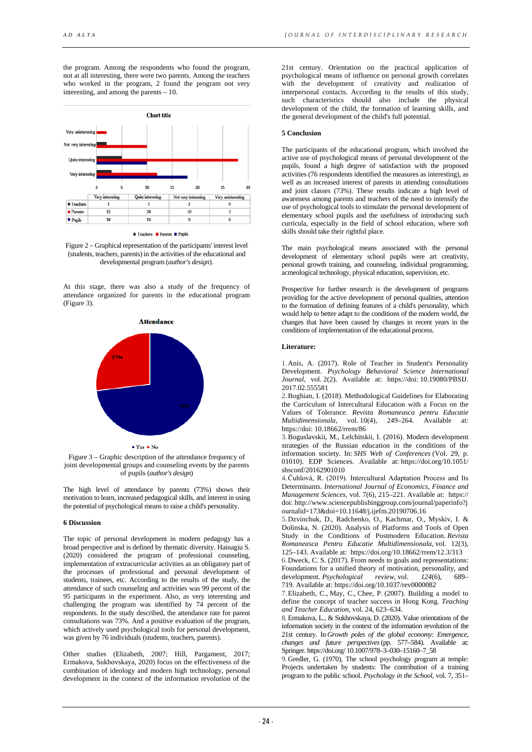the program. Among the respondents who found the program, not at all interesting, there were two parents. Among the teachers who worked in the program, 2 found the program not very interesting, and among the parents – 10.

|  | Very interesting | Quite interesting | Not very interesting | Very uninteresting |
|---|---|---|---|---|
| Teachers | 3 | 5 | 2 | 0 |
| Parents | 12 | 28 | 10 | 2 |
| Pupils | 18 | 10 | 0 | 0 |

Figure 2 – Graphical representation of the participants' interest level (students, teachers, parents) in the activities of the educational and developmental program (*author's design*).

At this stage, there was also a study of the frequency of attendance organized for parents in the educational program (Figure 3).

Figure 3 – Graphic description of the attendance frequency of joint developmental groups and counseling events by the parents of pupils (*author's design*)

The high level of attendance by parents (73%) shows their motivation to learn, increased pedagogical skills, and interest in using the potential of psychological means to raise a child's personality.

## 6 Discussion

The topic of personal development in modern pedagogy has a broad perspective and is defined by thematic diversity. Hainagiu S. (2020) considered the program of professional counseling, implementation of extracurricular activities as an obligatory part of the processes of professional and personal development of students, trainees, etc. According to the results of the study, the attendance of such counseling and activities was 99 percent of the 95 participants in the experiment. Also, as very interesting and challenging the program was identified by 74 percent of the respondents. In the study described, the attendance rate for parent consultations was 73%. And a positive evaluation of the program, which actively used psychological tools for personal development, was given by 76 individuals (students, teachers, parents).

Other studies (Elizabeth, 2007; Hill, Pargament, 2017; Ermakova, Sukhovskaya, 2020) focus on the effectiveness of the combination of ideology and modern high technology, personal development in the context of the information revolution of the 21st century. Orientation on the practical application of psychological means of influence on personal growth correlates with the development of creativity and realization of interpersonal contacts. According to the results of this study, such characteristics should also include the physical development of the child, the formation of learning skills, and the general development of the child's full potential.

## 5 Conclusion

The participants of the educational program, which involved the active use of psychological means of personal development of the pupils, found a high degree of satisfaction with the proposed activities (76 respondents identified the measures as interesting), as well as an increased interest of parents in attending consultations and joint classes (73%). These results indicate a high level of awareness among parents and teachers of the need to intensify the use of psychological tools to stimulate the personal development of elementary school pupils and the usefulness of introducing such curricula, especially in the field of school education, where soft skills should take their rightful place.

The main psychological means associated with the personal development of elementary school pupils were art creativity, personal growth training, and counseling, individual programming, acmeological technology, physical education, supervision, etc.

Prospective for further research is the development of programs providing for the active development of personal qualities, attention to the formation of defining features of a child's personality, which would help to better adapt to the conditions of the modern world, the changes that have been caused by changes in recent years in the conditions of implementation of the educational process.

## Literature:

1. Anis, A. (2017). Role of Teacher in Student's Personality Development. *Psychology Behavioral Science International Journal*, vol. 2(2). Available at: https://doi: 10.19080/PBSIJ.2017.02.555581
2. Boghian, I. (2018). Methodological Guidelines for Elaborating the Curriculum of Intercultural Education with a Focus on the Values of Tolerance. *Revista Romaneasca pentru Educatie Multidimensionala*, vol. 10(4), 249–264. Available at: https://doi: 10.18662/rrem/86
3. Boguslavskii, M., Lelchitskii, I. (2016). Modern development strategies of the Russian education in the conditions of the information society. In: *SHS Web of Conferences* (Vol. 29, p. 01010). EDP Sciences. Available at: https://doi.org/10.1051/shsconf/20162901010
4. Čuhlová, R. (2019). Intercultural Adaptation Process and Its Determinants. *International Journal of Economics, Finance and Management Sciences*, vol. 7(6), 215–221. Available at: https://doi: http://www.sciencepublishinggroup.com/journal/paperinfo?journalid=173&doi=10.11648/j.ijefm.20190706.16
5. Dzvinchuk, D., Radchenko, O., Kachmar, O., Myskiv, I. & Dolinska, N. (2020). Analysis of Platforms and Tools of Open Study in the Conditions of Postmodern Education. *Revista Romaneasca Pentru Educatie Multidimensionala*, vol. 12(3), 125–143. Available at: https://doi.org/10.18662/rrem/12.3/313
6. Dweck, C. S. (2017). From needs to goals and representations: Foundations for a unified theory of motivation, personality, and development. *Psychological review*, vol. *124*(6), 689–719. Available at: https://doi.org/10.1037/rev0000082
7. Elizabeth, C., May, C., Chee, P. (2007). Building a model to define the concept of teacher success in Hong Kong. *Teaching and Teacher Education*, vol. 24, 623–634.
8. Ermakova, L., & Sukhovskaya, D. (2020). Value orientations of the information society in the context of the information revolution of the 21st century. In *Growth poles of the global economy: Emergence, changes and future perspectives* (pp. 577–584). Available at: Springer. https://doi.org/ 10.1007/978–3–030–15160–7_58
9. Gredler, G. (1970), The school psychology program at temple: Projects undertaken by students: The contribution of a training program to the public school. *Psychology in the School*, vol. 7, 351–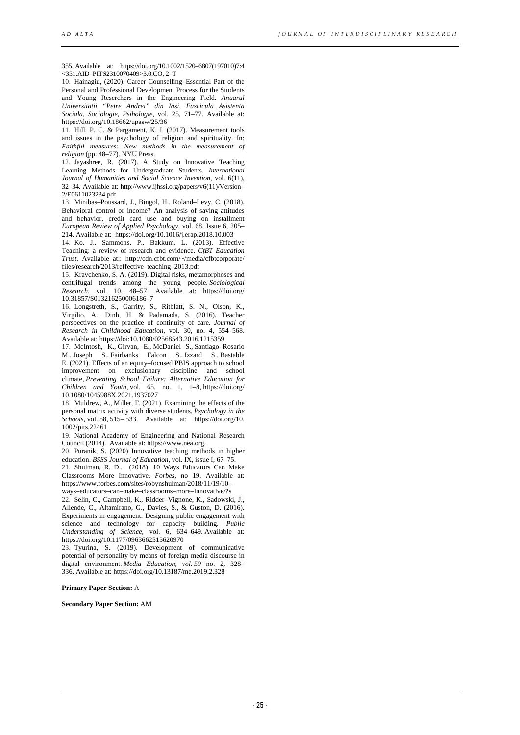355. Available at: https://doi.org/10.1002/1520–6807(197010)7:4 <351:AID–PITS2310070409>3.0.CO; 2–T

10. Hainagiu, (2020). Career Counselling–Essential Part of the Personal and Professional Development Process for the Students and Young Reserchers in the Engineering Field. *Anuarul Universitatii "Petre Andrei" din Iasi, Fascicula Asistenta Sociala, Sociologie, Psihologie*, vol. 25, 71–77. Available at: https://doi.org/10.18662/upasw/25/36

11. Hill, P. C. & Pargament, K. I. (2017). Measurement tools and issues in the psychology of religion and spirituality. In: *Faithful measures: New methods in the measurement of religion* (pp. 48–77). NYU Press.

12. Jayashree, R. (2017). A Study on Innovative Teaching Learning Methods for Undergraduate Students. *International Journal of Humanities and Social Science Invention*, vol. 6(11), 32–34. Available at: http://www.ijhssi.org/papers/v6(11)/Version–2/E0611023234.pdf

13. Minibas–Poussard, J., Bingol, H., Roland–Levy, C. (2018). Behavioral control or income? An analysis of saving attitudes and behavior, credit card use and buying on installment *European Review of Applied Psychology*, vol. 68, Issue 6, 205–214. Available at: https://doi.org/10.1016/j.erap.2018.10.003

14. Ko, J., Sammons, P., Bakkum, L. (2013). Effective Teaching: a review of research and evidence. *CfBT Education Trust*. Available at:: http://cdn.cfbt.com/~/media/cfbtcorporate/files/research/2013/reffective–teaching–2013.pdf

15. Kravchenko, S. A. (2019). Digital risks, metamorphoses and centrifugal trends among the young people. *Sociological Research*, vol. 10, 48–57. Available at: https://doi.org/10.31857/S013216250006186–7

16. Longstreth, S., Garrity, S., Ritblatt, S. N., Olson, K., Virgilio, A., Dinh, H. & Padamada, S. (2016). Teacher perspectives on the practice of continuity of care. *Journal of Research in Childhood Education*, vol. 30, no. 4, 554–568. Available at: https://doi:10.1080/02568543.2016.1215359

17. McIntosh, K., Girvan, E., McDaniel S., Santiago–Rosario M., Joseph S., Fairbanks Falcon S., Izzard S., Bastable E. (2021). Effects of an equity–focused PBIS approach to school improvement on exclusionary discipline and school climate, *Preventing School Failure: Alternative Education for Children and Youth*, vol. 65, no. 1, 1–8, https://doi.org/10.1080/1045988X.2021.1937027

18. Muldrew, A., Miller, F. (2021). Examining the effects of the personal matrix activity with diverse students. *Psychology in the Schools*, vol. 58, 515– 533. Available at: https://doi.org/10.1002/pits.22461

19. National Academy of Engineering and National Research Council (2014). Available at: https://www.nea.org.

20. Puranik, S. (2020) Innovative teaching methods in higher education. *BSSS Journal of Education*, vol. IX, issue I, 67–75.

21. Shulman, R. D., (2018). 10 Ways Educators Can Make Classrooms More Innovative. *Forbes*, no 19. Available at: https://www.forbes.com/sites/robynshulman/2018/11/19/10–ways–educators–can–make–classrooms–more–innovative/?s

22. Selin, C., Campbell, K., Ridder–Vignone, K., Sadowski, J., Allende, C., Altamirano, G., Davies, S., & Guston, D. (2016). Experiments in engagement: Designing public engagement with science and technology for capacity building. *Public Understanding of Science*, vol. 6, 634–649. Available at: https://doi.org/10.1177/0963662515620970

23. Tyurina, S. (2019). Development of communicative potential of personality by means of foreign media discourse in digital environment. *Media Education, vol. 59* no. 2, 328–336. Available at: https://doi.org/10.13187/me.2019.2.328

**Primary Paper Section:** A

**Secondary Paper Section:** AM